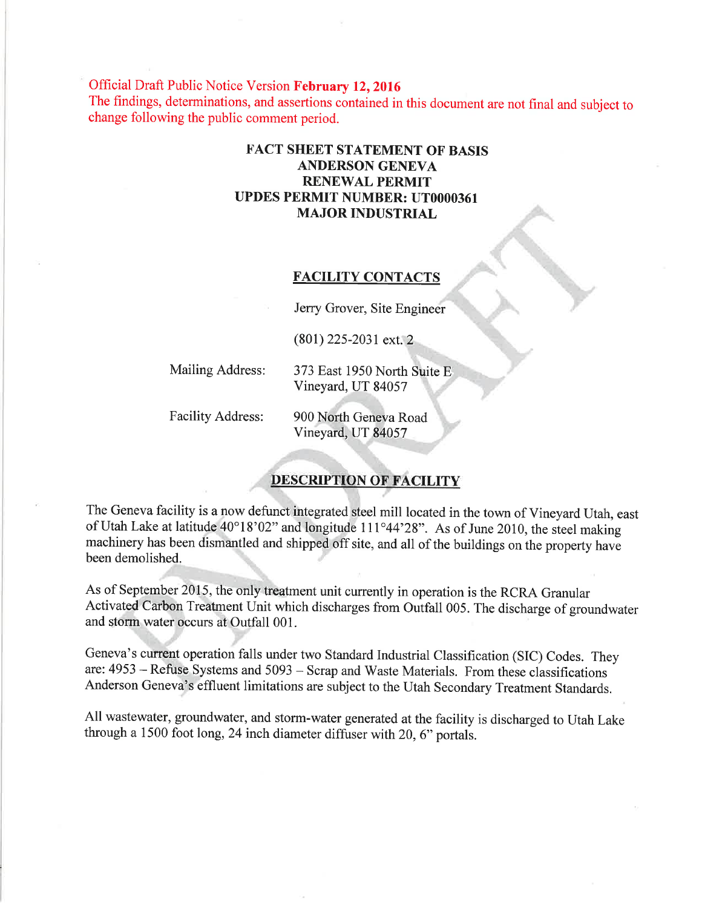Official Draft Public Notice Version **February 12, 2016**
The findings, determinations, and assertions contained in this document are not final and subject to change following the public comment period.

# FACT SHEET STATEMENT OF BASIS
# ANDERSON GENEVA
# RENEWAL PERMIT
# UPDES PERMIT NUMBER: UT0000361
# MAJOR INDUSTRIAL

## FACILITY CONTACTS

Jerry Grover, Site Engineer

(801) 225-2031 ext. 2

Mailing Address: 373 East 1950 North Suite E
Vineyard, UT 84057

Facility Address: 900 North Geneva Road
Vineyard, UT 84057

## DESCRIPTION OF FACILITY

The Geneva facility is a now defunct integrated steel mill located in the town of Vineyard Utah, east of Utah Lake at latitude 40°18'02" and longitude 111°44'28". As of June 2010, the steel making machinery has been dismantled and shipped off site, and all of the buildings on the property have been demolished.

As of September 2015, the only treatment unit currently in operation is the RCRA Granular Activated Carbon Treatment Unit which discharges from Outfall 005. The discharge of groundwater and storm water occurs at Outfall 001.

Geneva's current operation falls under two Standard Industrial Classification (SIC) Codes. They are: 4953 – Refuse Systems and 5093 – Scrap and Waste Materials. From these classifications Anderson Geneva's effluent limitations are subject to the Utah Secondary Treatment Standards.

All wastewater, groundwater, and storm-water generated at the facility is discharged to Utah Lake through a 1500 foot long, 24 inch diameter diffuser with 20, 6" portals.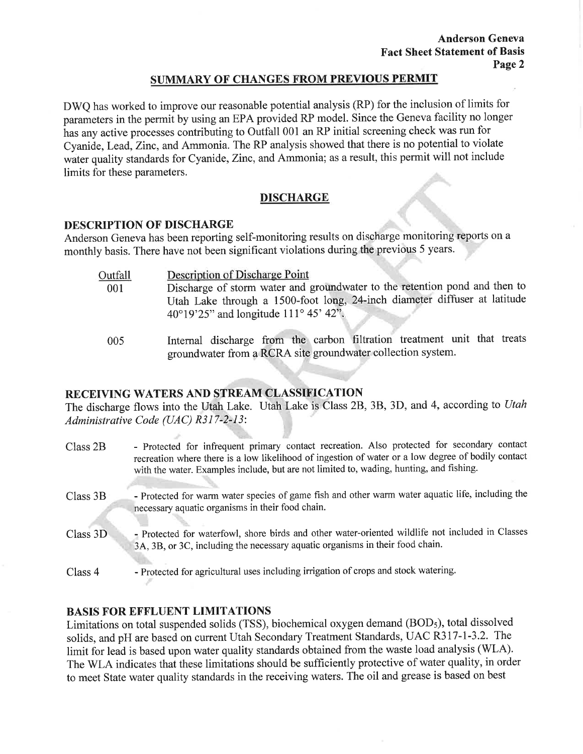## SUMMARY OF CHANGES FROM PREVIOUS PERMIT

DWQ has worked to improve our reasonable potential analysis (RP) for the inclusion of limits for parameters in the permit by using an EPA provided RP model. Since the Geneva facility no longer has any active processes contributing to Outfall 001 an RP initial screening check was run for Cyanide, Lead, Zinc, and Ammonia. The RP analysis showed that there is no potential to violate water quality standards for Cyanide, Zinc, and Ammonia; as a result, this permit will not include limits for these parameters.

## DISCHARGE

### DESCRIPTION OF DISCHARGE

Anderson Geneva has been reporting self-monitoring results on discharge monitoring reports on a monthly basis. There have not been significant violations during the previous 5 years.

| Outfall | Description of Discharge Point |
| --- | --- |
| 001 | Discharge of storm water and groundwater to the retention pond and then to Utah Lake through a 1500-foot long, 24-inch diameter diffuser at latitude 40°19'25" and longitude 111° 45' 42". |
| 005 | Internal discharge from the carbon filtration treatment unit that treats groundwater from a RCRA site groundwater collection system. |

### RECEIVING WATERS AND STREAM CLASSIFICATION

The discharge flows into the Utah Lake. Utah Lake is Class 2B, 3B, 3D, and 4, according to *Utah Administrative Code (UAC) R317-2-13*:

| | |
| --- | --- |
| Class 2B | - Protected for infrequent primary contact recreation. Also protected for secondary contact recreation where there is a low likelihood of ingestion of water or a low degree of bodily contact with the water. Examples include, but are not limited to, wading, hunting, and fishing. |
| Class 3B | - Protected for warm water species of game fish and other warm water aquatic life, including the necessary aquatic organisms in their food chain. |
| Class 3D | - Protected for waterfowl, shore birds and other water-oriented wildlife not included in Classes 3A, 3B, or 3C, including the necessary aquatic organisms in their food chain. |
| Class 4 | - Protected for agricultural uses including irrigation of crops and stock watering. |

### BASIS FOR EFFLUENT LIMITATIONS

Limitations on total suspended solids (TSS), biochemical oxygen demand ($BOD_5$), total dissolved solids, and pH are based on current Utah Secondary Treatment Standards, UAC R317-1-3.2. The limit for lead is based upon water quality standards obtained from the waste load analysis (WLA). The WLA indicates that these limitations should be sufficiently protective of water quality, in order to meet State water quality standards in the receiving waters. The oil and grease is based on best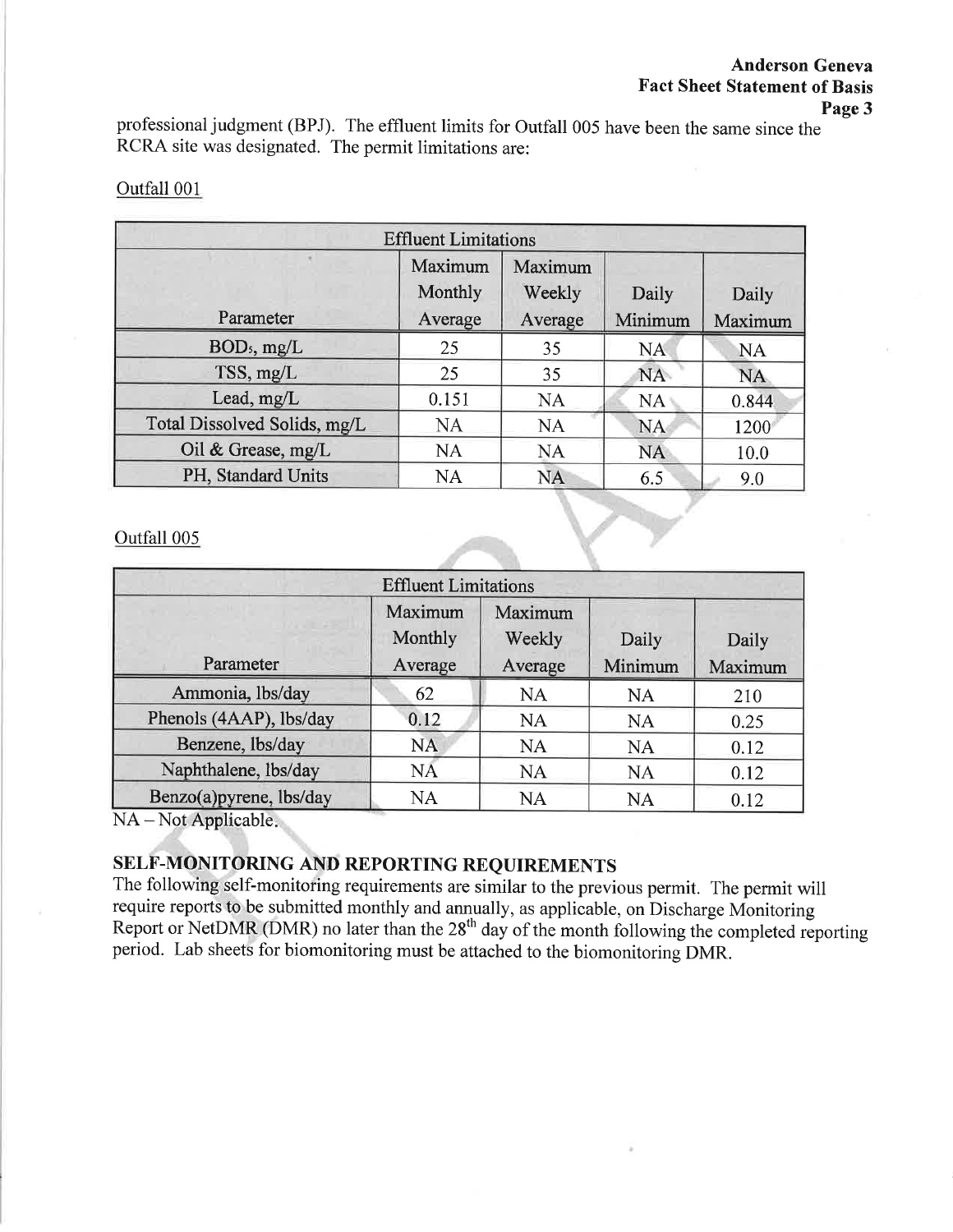professional judgment (BPJ). The effluent limits for Outfall 005 have been the same since the RCRA site was designated. The permit limitations are:

Outfall 001

| Effluent Limitations | | | | |
|---|---|---|---|---|
| Parameter | Maximum Monthly Average | Maximum Weekly Average | Daily Minimum | Daily Maximum |
| $BOD_5$, mg/L | 25 | 35 | NA | NA |
| TSS, mg/L | 25 | 35 | NA | NA |
| Lead, mg/L | 0.151 | NA | NA | 0.844 |
| Total Dissolved Solids, mg/L | NA | NA | NA | 1200 |
| Oil & Grease, mg/L | NA | NA | NA | 10.0 |
| PH, Standard Units | NA | NA | 6.5 | 9.0 |

Outfall 005

| Effluent Limitations | | | | |
|---|---|---|---|---|
| Parameter | Maximum Monthly Average | Maximum Weekly Average | Daily Minimum | Daily Maximum |
| Ammonia, lbs/day | 62 | NA | NA | 210 |
| Phenols (4AAP), lbs/day | 0.12 | NA | NA | 0.25 |
| Benzene, lbs/day | NA | NA | NA | 0.12 |
| Naphthalene, lbs/day | NA | NA | NA | 0.12 |
| Benzo(a)pyrene, lbs/day | NA | NA | NA | 0.12 |

NA – Not Applicable.

## SELF-MONITORING AND REPORTING REQUIREMENTS

The following self-monitoring requirements are similar to the previous permit. The permit will require reports to be submitted monthly and annually, as applicable, on Discharge Monitoring Report or NetDMR (DMR) no later than the 28th day of the month following the completed reporting period. Lab sheets for biomonitoring must be attached to the biomonitoring DMR.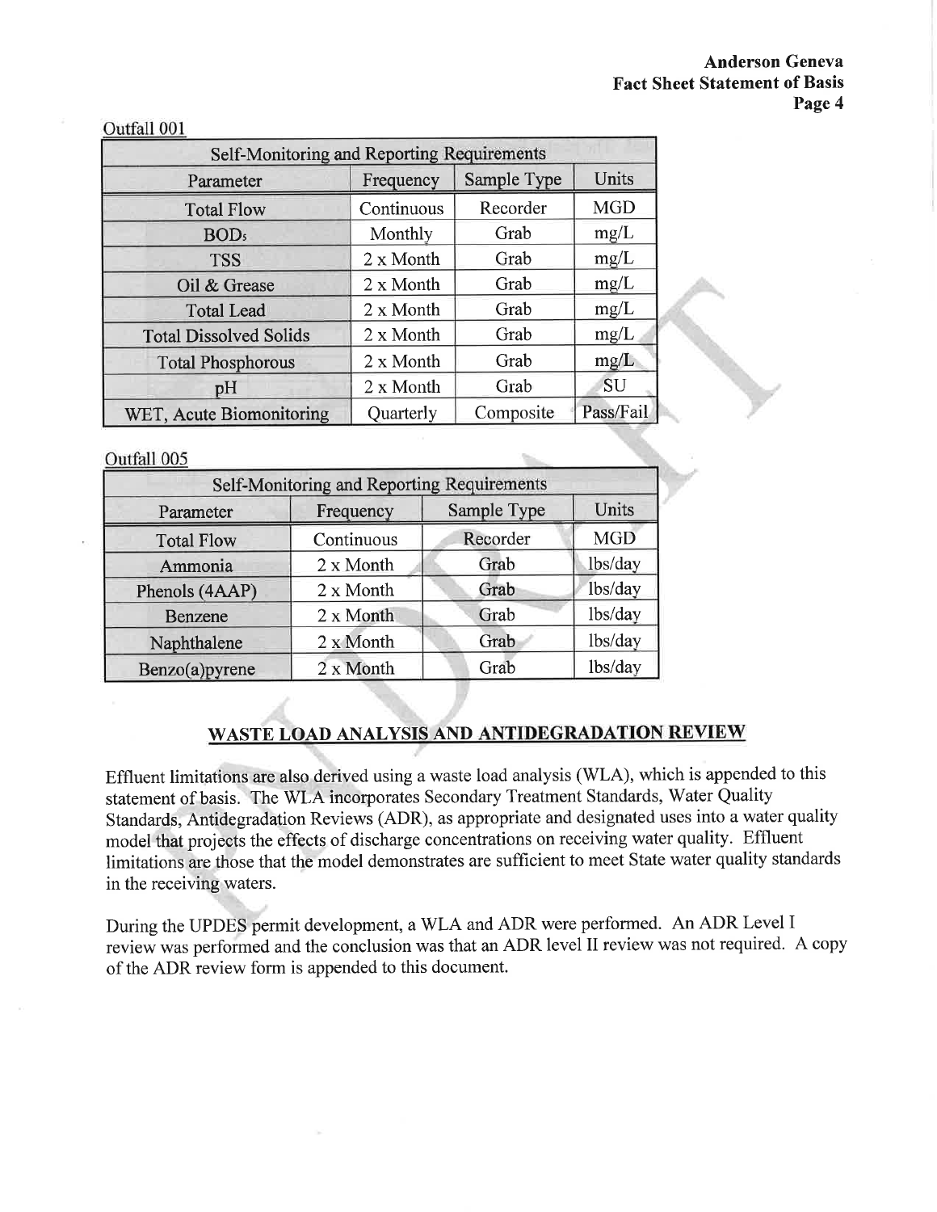Outfall 001

| Self-Monitoring and Reporting Requirements | | | |
|---|---|---|---|
| Parameter | Frequency | Sample Type | Units |
| Total Flow | Continuous | Recorder | MGD |
| $BOD_5$ | Monthly | Grab | mg/L |
| TSS | 2 x Month | Grab | mg/L |
| Oil & Grease | 2 x Month | Grab | mg/L |
| Total Lead | 2 x Month | Grab | mg/L |
| Total Dissolved Solids | 2 x Month | Grab | mg/L |
| Total Phosphorous | 2 x Month | Grab | mg/L |
| pH | 2 x Month | Grab | SU |
| WET, Acute Biomonitoring | Quarterly | Composite | Pass/Fail |

Outfall 005

| Self-Monitoring and Reporting Requirements | | | |
|---|---|---|---|
| Parameter | Frequency | Sample Type | Units |
| Total Flow | Continuous | Recorder | MGD |
| Ammonia | 2 x Month | Grab | lbs/day |
| Phenols (4AAP) | 2 x Month | Grab | lbs/day |
| Benzene | 2 x Month | Grab | lbs/day |
| Naphthalene | 2 x Month | Grab | lbs/day |
| Benzo(a)pyrene | 2 x Month | Grab | lbs/day |

## WASTE LOAD ANALYSIS AND ANTIDEGRADATION REVIEW

Effluent limitations are also derived using a waste load analysis (WLA), which is appended to this statement of basis. The WLA incorporates Secondary Treatment Standards, Water Quality Standards, Antidegradation Reviews (ADR), as appropriate and designated uses into a water quality model that projects the effects of discharge concentrations on receiving water quality. Effluent limitations are those that the model demonstrates are sufficient to meet State water quality standards in the receiving waters.

During the UPDES permit development, a WLA and ADR were performed. An ADR Level I review was performed and the conclusion was that an ADR level II review was not required. A copy of the ADR review form is appended to this document.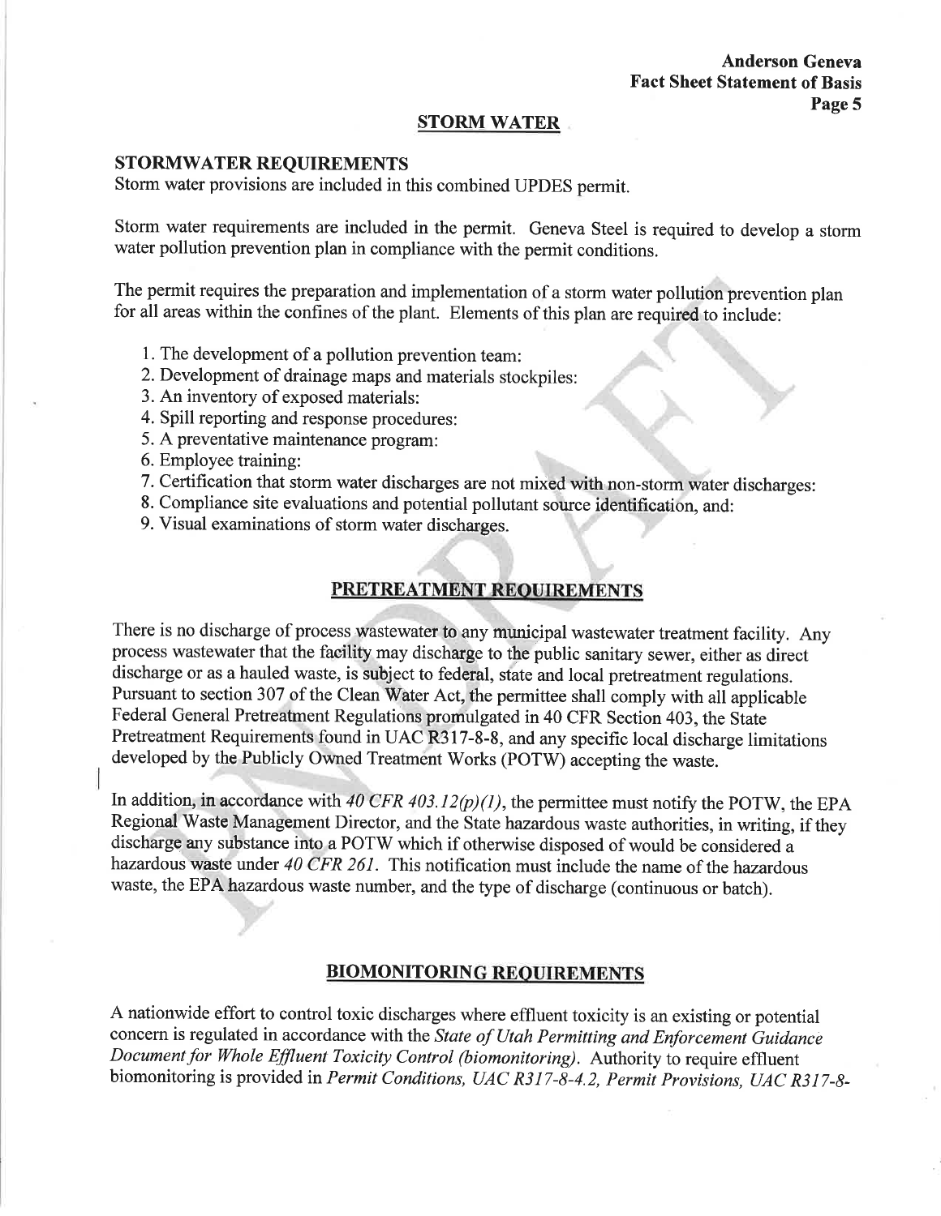## STORM WATER

### STORMWATER REQUIREMENTS

Storm water provisions are included in this combined UPDES permit.

Storm water requirements are included in the permit. Geneva Steel is required to develop a storm water pollution prevention plan in compliance with the permit conditions.

The permit requires the preparation and implementation of a storm water pollution prevention plan for all areas within the confines of the plant. Elements of this plan are required to include:

1. The development of a pollution prevention team:
2. Development of drainage maps and materials stockpiles:
3. An inventory of exposed materials:
4. Spill reporting and response procedures:
5. A preventative maintenance program:
6. Employee training:
7. Certification that storm water discharges are not mixed with non-storm water discharges:
8. Compliance site evaluations and potential pollutant source identification, and:
9. Visual examinations of storm water discharges.

## PRETREATMENT REQUIREMENTS

There is no discharge of process wastewater to any municipal wastewater treatment facility. Any process wastewater that the facility may discharge to the public sanitary sewer, either as direct discharge or as a hauled waste, is subject to federal, state and local pretreatment regulations. Pursuant to section 307 of the Clean Water Act, the permittee shall comply with all applicable Federal General Pretreatment Regulations promulgated in 40 CFR Section 403, the State Pretreatment Requirements found in UAC R317-8-8, and any specific local discharge limitations developed by the Publicly Owned Treatment Works (POTW) accepting the waste.

In addition, in accordance with *40 CFR 403.12(p)(1)*, the permittee must notify the POTW, the EPA Regional Waste Management Director, and the State hazardous waste authorities, in writing, if they discharge any substance into a POTW which if otherwise disposed of would be considered a hazardous waste under *40 CFR 261*. This notification must include the name of the hazardous waste, the EPA hazardous waste number, and the type of discharge (continuous or batch).

## BIOMONITORING REQUIREMENTS

A nationwide effort to control toxic discharges where effluent toxicity is an existing or potential concern is regulated in accordance with the *State of Utah Permitting and Enforcement Guidance Document for Whole Effluent Toxicity Control (biomonitoring)*. Authority to require effluent biomonitoring is provided in *Permit Conditions, UAC R317-8-4.2, Permit Provisions, UAC R317-8-*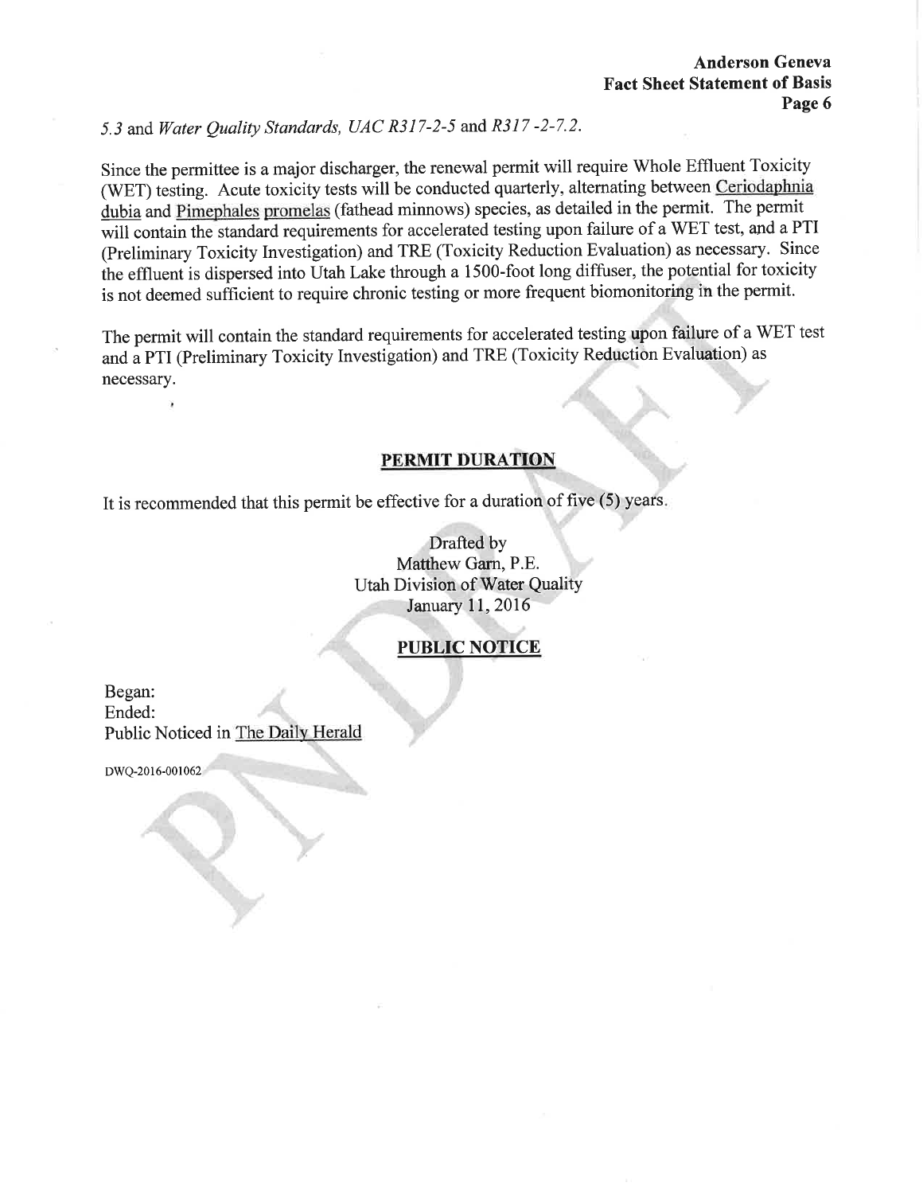*5.3* and *Water Quality Standards, UAC R317-2-5* and *R317 -2-7.2.*

Since the permittee is a major discharger, the renewal permit will require Whole Effluent Toxicity (WET) testing. Acute toxicity tests will be conducted quarterly, alternating between Ceriodaphnia dubia and Pimephales promelas (fathead minnows) species, as detailed in the permit. The permit will contain the standard requirements for accelerated testing upon failure of a WET test, and a PTI (Preliminary Toxicity Investigation) and TRE (Toxicity Reduction Evaluation) as necessary. Since the effluent is dispersed into Utah Lake through a 1500-foot long diffuser, the potential for toxicity is not deemed sufficient to require chronic testing or more frequent biomonitoring in the permit.

The permit will contain the standard requirements for accelerated testing upon failure of a WET test and a PTI (Preliminary Toxicity Investigation) and TRE (Toxicity Reduction Evaluation) as necessary.

## PERMIT DURATION

It is recommended that this permit be effective for a duration of five (5) years.

Drafted by
Matthew Garn, P.E.
Utah Division of Water Quality
January 11, 2016

## PUBLIC NOTICE

Began:
Ended:
Public Noticed in The Daily Herald

DWQ-2016-001062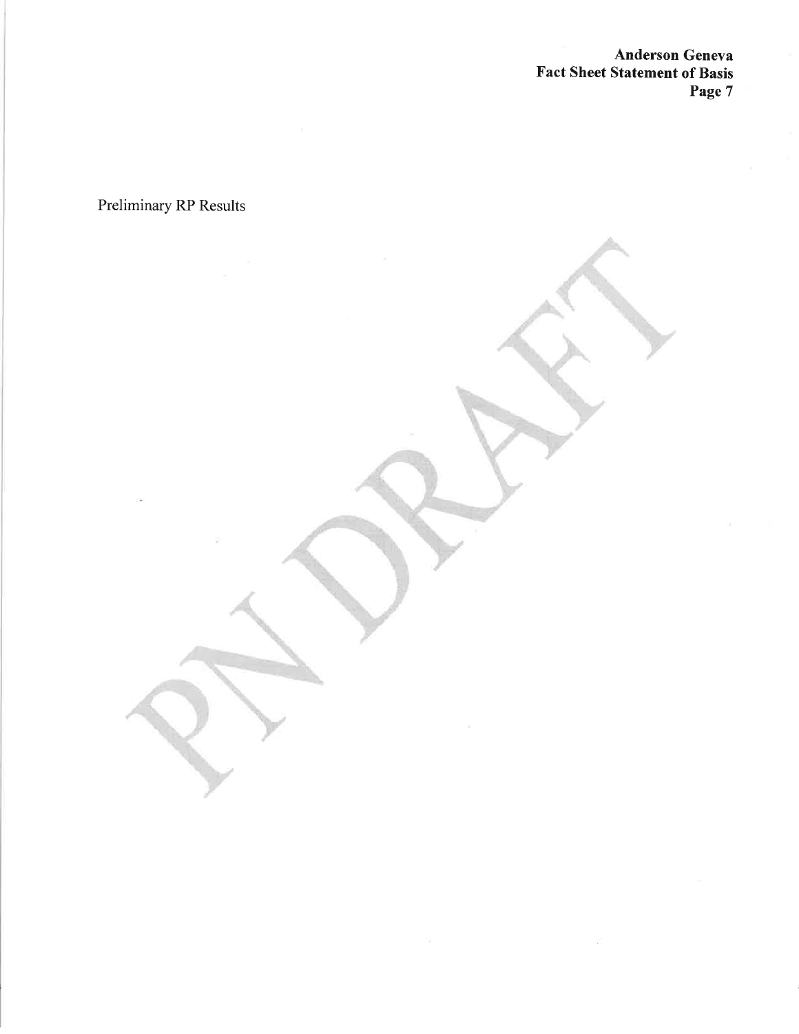Preliminary RP Results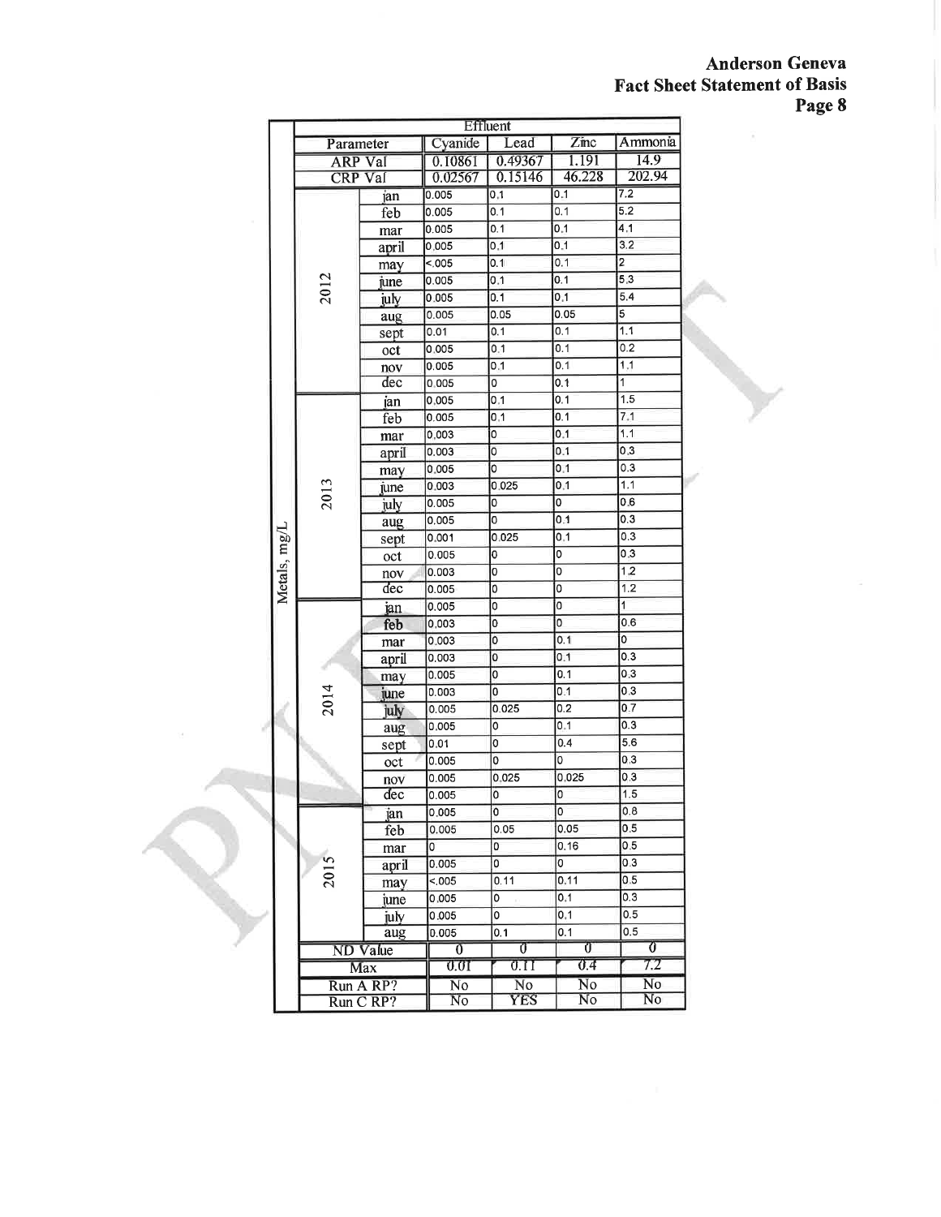| Metals, mg/L | | | | | | |
|---|---|---|---|---|---|---|
| | | Effluent | | | | |
| Parameter | | Cyanide | Lead | Zinc | Ammonia |
| ARP Val | | 0.10861 | 0.49367 | 1.191 | 14.9 |
| CRP Val | | 0.02567 | 0.15146 | 46.228 | 202.94 |
| 2012 | jan | 0.005 | 0.1 | 0.1 | 7.2 |
| | feb | 0.005 | 0.1 | 0.1 | 5.2 |
| | mar | 0.005 | 0.1 | 0.1 | 4.1 |
| | april | 0.005 | 0.1 | 0.1 | 3.2 |
| | may | <.005 | 0.1 | 0.1 | 2 |
| | june | 0.005 | 0.1 | 0.1 | 5.3 |
| | july | 0.005 | 0.1 | 0.1 | 5.4 |
| | aug | 0.005 | 0.05 | 0.05 | 5 |
| | sept | 0.01 | 0.1 | 0.1 | 1.1 |
| | oct | 0.005 | 0.1 | 0.1 | 0.2 |
| | nov | 0.005 | 0.1 | 0.1 | 1.1 |
| | dec | 0.005 | 0 | 0.1 | 1 |
| 2013 | jan | 0.005 | 0.1 | 0.1 | 1.5 |
| | feb | 0.005 | 0.1 | 0.1 | 7.1 |
| | mar | 0.003 | 0 | 0.1 | 1.1 |
| | april | 0.003 | 0 | 0.1 | 0.3 |
| | may | 0.005 | 0 | 0.1 | 0.3 |
| | june | 0.003 | 0.025 | 0.1 | 1.1 |
| | july | 0.005 | 0 | 0 | 0.6 |
| | aug | 0.005 | 0 | 0.1 | 0.3 |
| | sept | 0.001 | 0.025 | 0.1 | 0.3 |
| | oct | 0.005 | 0 | 0 | 0.3 |
| | nov | 0.003 | 0 | 0 | 1.2 |
| | dec | 0.005 | 0 | 0 | 1.2 |
| 2014 | jan | 0.005 | 0 | 0 | 1 |
| | feb | 0.003 | 0 | 0 | 0.6 |
| | mar | 0.003 | 0 | 0.1 | 0 |
| | april | 0.003 | 0 | 0.1 | 0.3 |
| | may | 0.005 | 0 | 0.1 | 0.3 |
| | june | 0.003 | 0 | 0.1 | 0.3 |
| | july | 0.005 | 0.025 | 0.2 | 0.7 |
| | aug | 0.005 | 0 | 0.1 | 0.3 |
| | sept | 0.01 | 0 | 0.4 | 5.6 |
| | oct | 0.005 | 0 | 0 | 0.3 |
| | nov | 0.005 | 0.025 | 0.025 | 0.3 |
| | dec | 0.005 | 0 | 0 | 1.5 |
| 2015 | jan | 0.005 | 0 | 0 | 0.8 |
| | feb | 0.005 | 0.05 | 0.05 | 0.5 |
| | mar | 0 | 0 | 0.16 | 0.5 |
| | april | 0.005 | 0 | 0 | 0.3 |
| | may | <.005 | 0.11 | 0.11 | 0.5 |
| | june | 0.005 | 0 | 0.1 | 0.3 |
| | july | 0.005 | 0 | 0.1 | 0.5 |
| | aug | 0.005 | 0.1 | 0.1 | 0.5 |
| ND Value | | 0 | 0 | 0 | 0 |
| Max | | 0.01 | 0.11 | 0.4 | 7.2 |
| Run A RP? | | No | No | No | No |
| Run C RP? | | No | YES | No | No |